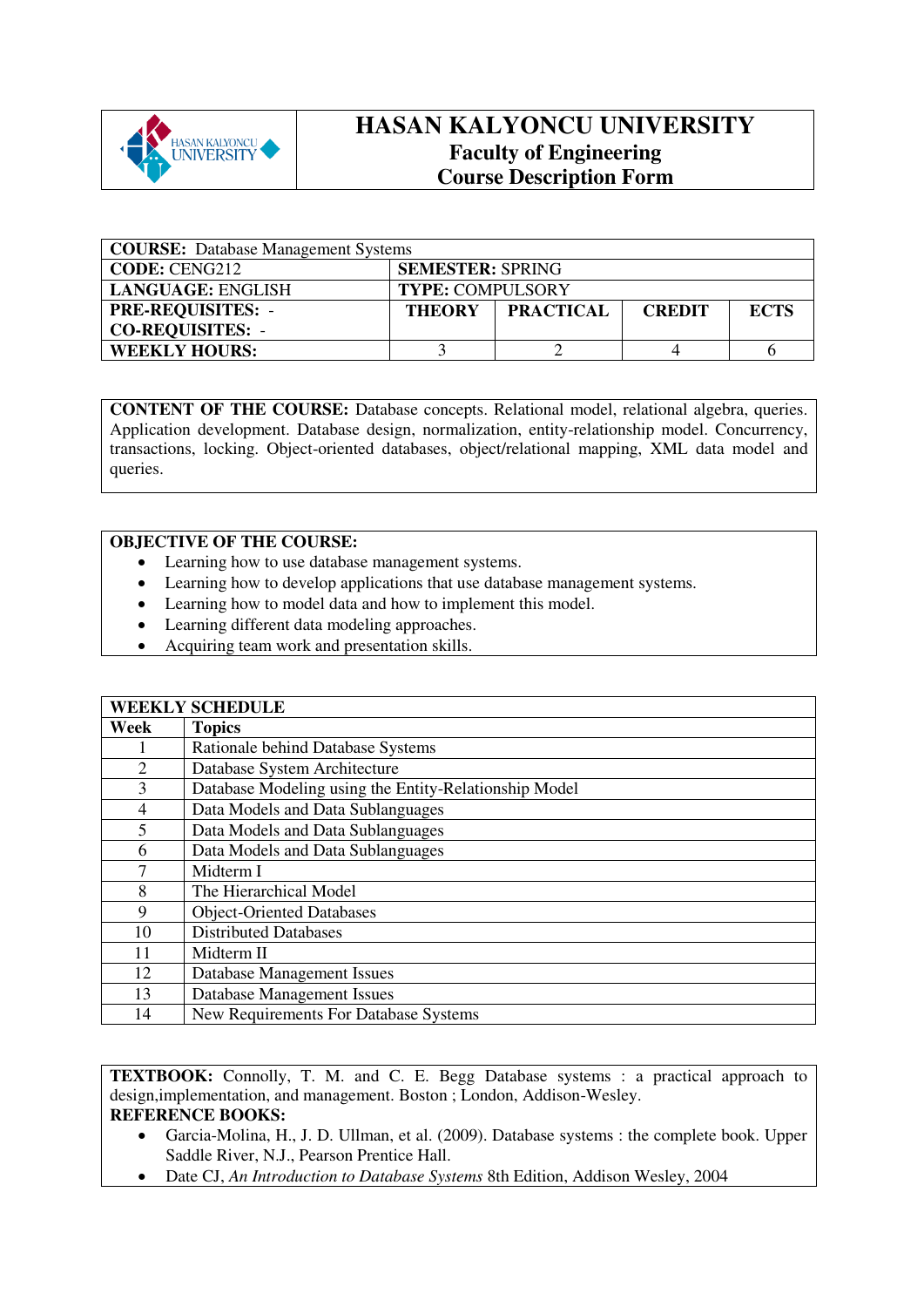# HASAN KALYONCU UNIVERSITY
## Faculty of Engineering
## Course Description Form

| **COURSE:** Database Management Systems | | | | |
|---|---|---|---|---|
| **CODE:** CENG212 | **SEMESTER:** SPRING | | | |
| **LANGUAGE:** ENGLISH | **TYPE:** COMPULSORY | | | |
| **PRE-REQUISITES:** - <br> **CO-REQUISITES:** - | **THEORY** | **PRACTICAL** | **CREDIT** | **ECTS** |
| **WEEKLY HOURS:** | 3 | 2 | 4 | 6 |

**CONTENT OF THE COURSE:** Database concepts. Relational model, relational algebra, queries. Application development. Database design, normalization, entity-relationship model. Concurrency, transactions, locking. Object-oriented databases, object/relational mapping, XML data model and queries.

**OBJECTIVE OF THE COURSE:**

- Learning how to use database management systems.
- Learning how to develop applications that use database management systems.
- Learning how to model data and how to implement this model.
- Learning different data modeling approaches.
- Acquiring team work and presentation skills.

**WEEKLY SCHEDULE**

| Week | Topics |
|---|---|
| 1 | Rationale behind Database Systems |
| 2 | Database System Architecture |
| 3 | Database Modeling using the Entity-Relationship Model |
| 4 | Data Models and Data Sublanguages |
| 5 | Data Models and Data Sublanguages |
| 6 | Data Models and Data Sublanguages |
| 7 | Midterm I |
| 8 | The Hierarchical Model |
| 9 | Object-Oriented Databases |
| 10 | Distributed Databases |
| 11 | Midterm II |
| 12 | Database Management Issues |
| 13 | Database Management Issues |
| 14 | New Requirements For Database Systems |

**TEXTBOOK:** Connolly, T. M. and C. E. Begg Database systems : a practical approach to design,implementation, and management. Boston ; London, Addison-Wesley.

**REFERENCE BOOKS:**

- Garcia-Molina, H., J. D. Ullman, et al. (2009). Database systems : the complete book. Upper Saddle River, N.J., Pearson Prentice Hall.
- Date CJ, *An Introduction to Database Systems* 8th Edition, Addison Wesley, 2004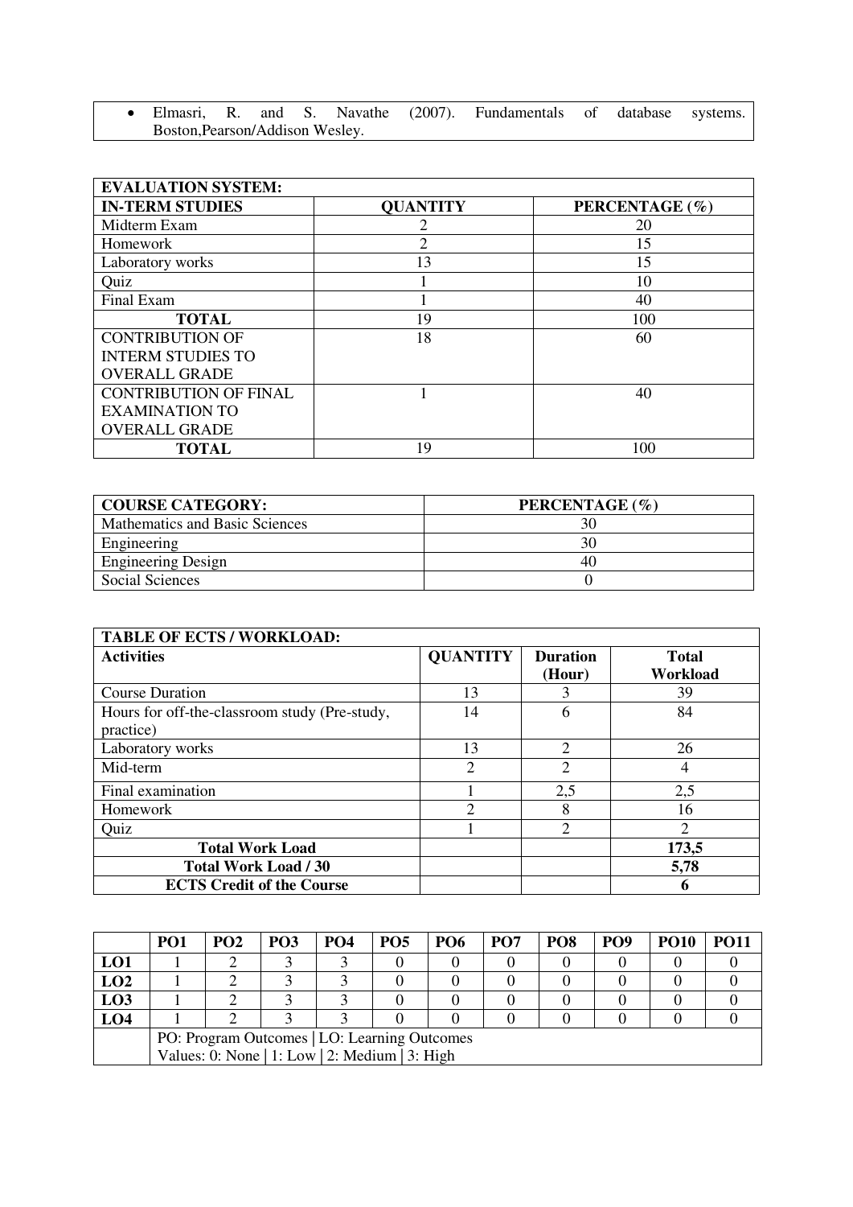- Elmasri, R. and S. Navathe (2007). Fundamentals of database systems. Boston,Pearson/Addison Wesley.

| EVALUATION SYSTEM: | | |
|---|---|---|
| **IN-TERM STUDIES** | **QUANTITY** | **PERCENTAGE (%)** |
| Midterm Exam | 2 | 20 |
| Homework | 2 | 15 |
| Laboratory works | 13 | 15 |
| Quiz | 1 | 10 |
| Final Exam | 1 | 40 |
| **TOTAL** | 19 | 100 |
| CONTRIBUTION OF INTERM STUDIES TO OVERALL GRADE | 18 | 60 |
| CONTRIBUTION OF FINAL EXAMINATION TO OVERALL GRADE | 1 | 40 |
| **TOTAL** | 19 | 100 |

| COURSE CATEGORY: | PERCENTAGE (%) |
|---|---|
| Mathematics and Basic Sciences | 30 |
| Engineering | 30 |
| Engineering Design | 40 |
| Social Sciences | 0 |

| TABLE OF ECTS / WORKLOAD: | | | |
|---|---|---|---|
| **Activities** | **QUANTITY** | **Duration (Hour)** | **Total Workload** |
| Course Duration | 13 | 3 | 39 |
| Hours for off-the-classroom study (Pre-study, practice) | 14 | 6 | 84 |
| Laboratory works | 13 | 2 | 26 |
| Mid-term | 2 | 2 | 4 |
| Final examination | 1 | 2,5 | 2,5 |
| Homework | 2 | 8 | 16 |
| Quiz | 1 | 2 | 2 |
| **Total Work Load** | | | **173,5** |
| **Total Work Load / 30** | | | **5,78** |
| **ECTS Credit of the Course** | | | **6** |

| | PO1 | PO2 | PO3 | PO4 | PO5 | PO6 | PO7 | PO8 | PO9 | PO10 | PO11 |
|---|---|---|---|---|---|---|---|---|---|---|---|
| **LO1** | 1 | 2 | 3 | 3 | 0 | 0 | 0 | 0 | 0 | 0 | 0 |
| **LO2** | 1 | 2 | 3 | 3 | 0 | 0 | 0 | 0 | 0 | 0 | 0 |
| **LO3** | 1 | 2 | 3 | 3 | 0 | 0 | 0 | 0 | 0 | 0 | 0 |
| **LO4** | 1 | 2 | 3 | 3 | 0 | 0 | 0 | 0 | 0 | 0 | 0 |
| | PO: Program Outcomes \| LO: Learning Outcomes<br>Values: 0: None \| 1: Low \| 2: Medium \| 3: High | | | | | | | | | | |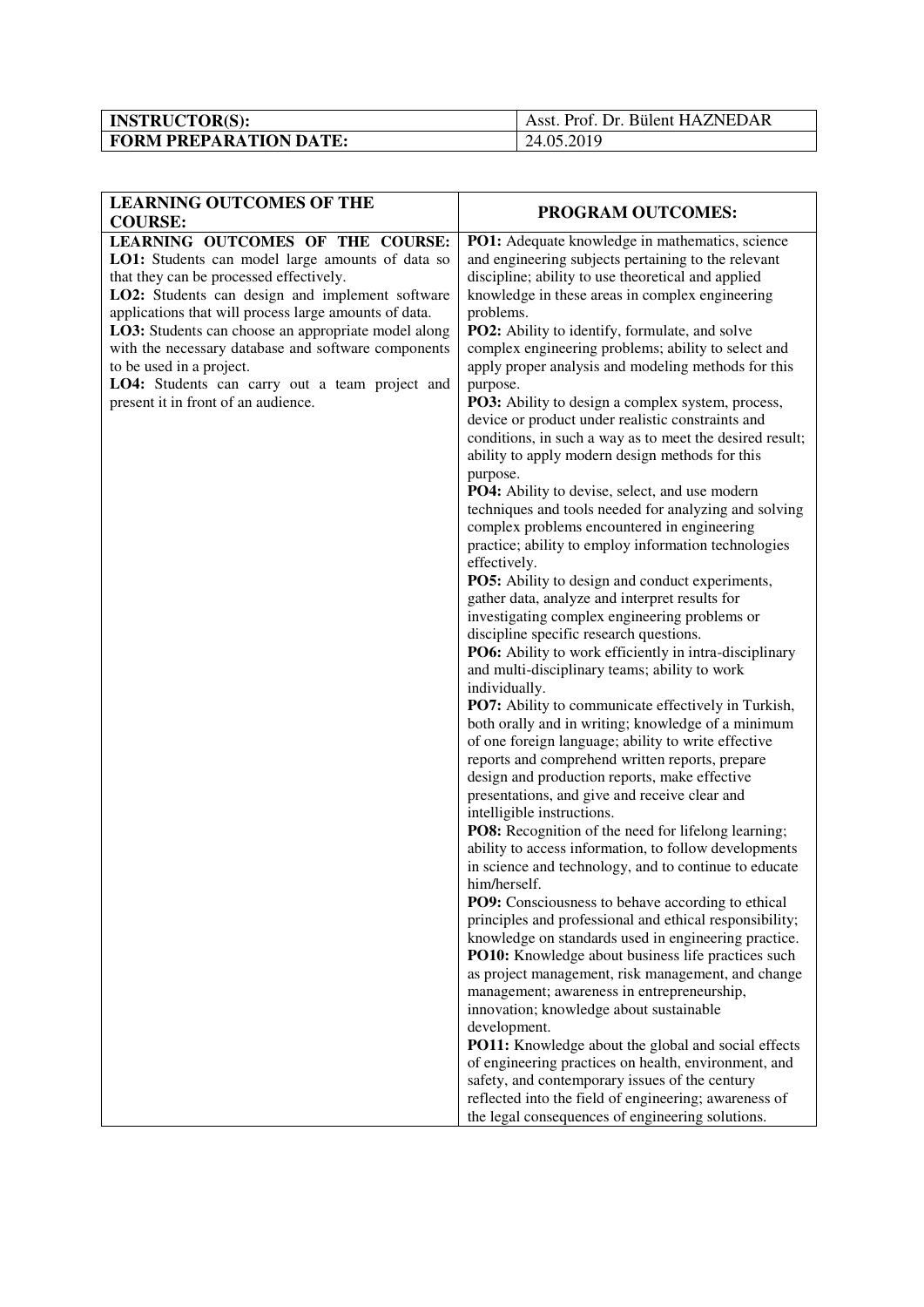| | |
|---|---|
| **INSTRUCTOR(S):** | Asst. Prof. Dr. Bülent HAZNEDAR |
| **FORM PREPARATION DATE:** | 24.05.2019 |

| **LEARNING OUTCOMES OF THE COURSE:** | **PROGRAM OUTCOMES:** |
|---|---|
| **LEARNING OUTCOMES OF THE COURSE:**<br>**LO1:** Students can model large amounts of data so that they can be processed effectively.<br>**LO2:** Students can design and implement software applications that will process large amounts of data.<br>**LO3:** Students can choose an appropriate model along with the necessary database and software components to be used in a project.<br>**LO4:** Students can carry out a team project and present it in front of an audience. | **PO1:** Adequate knowledge in mathematics, science and engineering subjects pertaining to the relevant discipline; ability to use theoretical and applied knowledge in these areas in complex engineering problems.<br>**PO2:** Ability to identify, formulate, and solve complex engineering problems; ability to select and apply proper analysis and modeling methods for this purpose.<br>**PO3:** Ability to design a complex system, process, device or product under realistic constraints and conditions, in such a way as to meet the desired result; ability to apply modern design methods for this purpose.<br>**PO4:** Ability to devise, select, and use modern techniques and tools needed for analyzing and solving complex problems encountered in engineering practice; ability to employ information technologies effectively.<br>**PO5:** Ability to design and conduct experiments, gather data, analyze and interpret results for investigating complex engineering problems or discipline specific research questions.<br>**PO6:** Ability to work efficiently in intra-disciplinary and multi-disciplinary teams; ability to work individually.<br>**PO7:** Ability to communicate effectively in Turkish, both orally and in writing; knowledge of a minimum of one foreign language; ability to write effective reports and comprehend written reports, prepare design and production reports, make effective presentations, and give and receive clear and intelligible instructions.<br>**PO8:** Recognition of the need for lifelong learning; ability to access information, to follow developments in science and technology, and to continue to educate him/herself.<br>**PO9:** Consciousness to behave according to ethical principles and professional and ethical responsibility; knowledge on standards used in engineering practice.<br>**PO10:** Knowledge about business life practices such as project management, risk management, and change management; awareness in entrepreneurship, innovation; knowledge about sustainable development.<br>**PO11:** Knowledge about the global and social effects of engineering practices on health, environment, and safety, and contemporary issues of the century reflected into the field of engineering; awareness of the legal consequences of engineering solutions. |